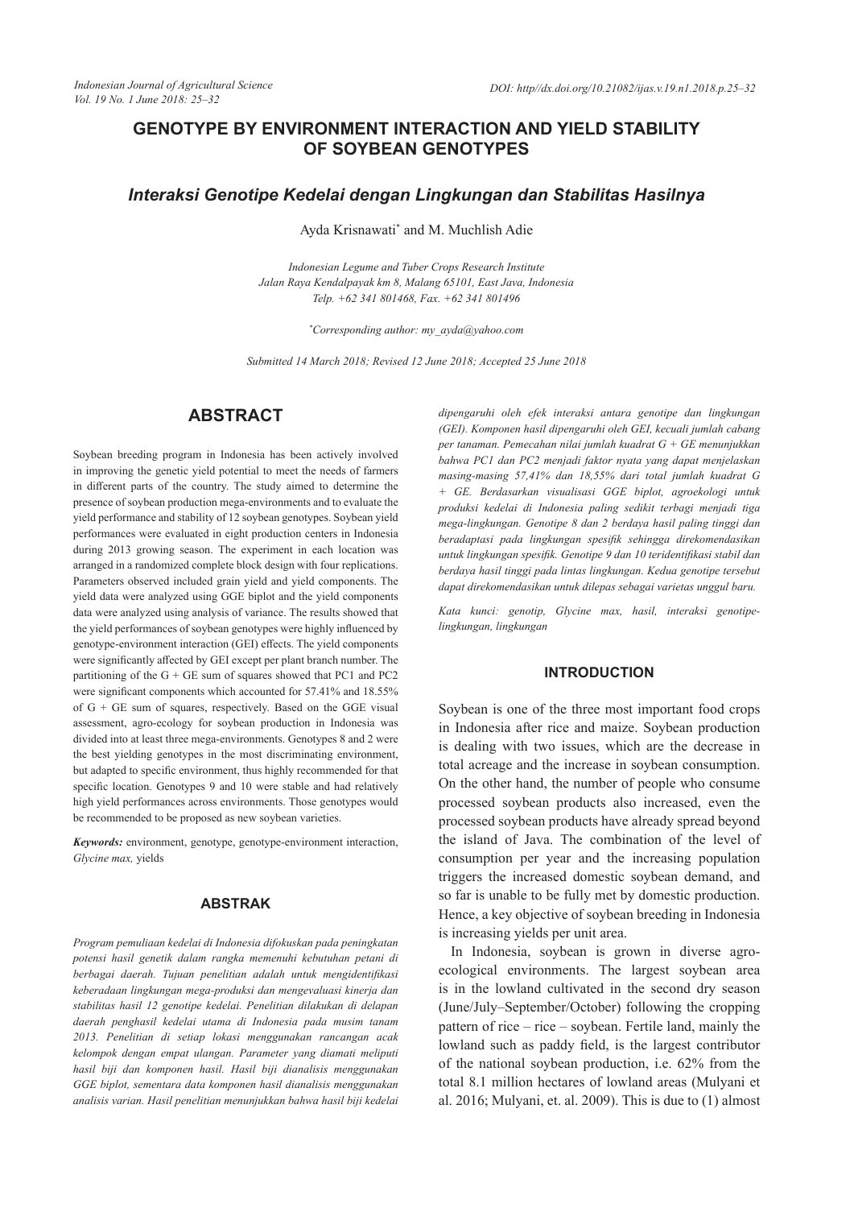# GENOTYPE BY ENVIRONMENT INTERACTION AND YIELD STABILITY OF SOYBEAN GENOTYPES

## *Interaksi Genotipe Kedelai dengan Lingkungan dan Stabilitas Hasilnya*

Ayda Krisnawati* and M. Muchlish Adie

*Indonesian Legume and Tuber Crops Research Institute*
*Jalan Raya Kendalpayak km 8, Malang 65101, East Java, Indonesia*
*Telp. +62 341 801468, Fax. +62 341 801496*

*Corresponding author: my_ayda@yahoo.com

*Submitted 14 March 2018; Revised 12 June 2018; Accepted 25 June 2018*

## ABSTRACT

Soybean breeding program in Indonesia has been actively involved in improving the genetic yield potential to meet the needs of farmers in different parts of the country. The study aimed to determine the presence of soybean production mega-environments and to evaluate the yield performance and stability of 12 soybean genotypes. Soybean yield performances were evaluated in eight production centers in Indonesia during 2013 growing season. The experiment in each location was arranged in a randomized complete block design with four replications. Parameters observed included grain yield and yield components. The yield data were analyzed using GGE biplot and the yield components data were analyzed using analysis of variance. The results showed that the yield performances of soybean genotypes were highly influenced by genotype-environment interaction (GEI) effects. The yield components were significantly affected by GEI except per plant branch number. The partitioning of the G + GE sum of squares showed that PC1 and PC2 were significant components which accounted for 57.41% and 18.55% of G + GE sum of squares, respectively. Based on the GGE visual assessment, agro-ecology for soybean production in Indonesia was divided into at least three mega-environments. Genotypes 8 and 2 were the best yielding genotypes in the most discriminating environment, but adapted to specific environment, thus highly recommended for that specific location. Genotypes 9 and 10 were stable and had relatively high yield performances across environments. Those genotypes would be recommended to be proposed as new soybean varieties.

***Keywords:*** environment, genotype, genotype-environment interaction, *Glycine max,* yields

## ABSTRAK

*Program pemuliaan kedelai di Indonesia difokuskan pada peningkatan potensi hasil genetik dalam rangka memenuhi kebutuhan petani di berbagai daerah. Tujuan penelitian adalah untuk mengidentifikasi keberadaan lingkungan mega-produksi dan mengevaluasi kinerja dan stabilitas hasil 12 genotipe kedelai. Penelitian dilakukan di delapan daerah penghasil kedelai utama di Indonesia pada musim tanam 2013. Penelitian di setiap lokasi menggunakan rancangan acak kelompok dengan empat ulangan. Parameter yang diamati meliputi hasil biji dan komponen hasil. Hasil biji dianalisis menggunakan GGE biplot, sementara data komponen hasil dianalisis menggunakan analisis varian. Hasil penelitian menunjukkan bahwa hasil biji kedelai dipengaruhi oleh efek interaksi antara genotipe dan lingkungan (GEI). Komponen hasil dipengaruhi oleh GEI, kecuali jumlah cabang per tanaman. Pemecahan nilai jumlah kuadrat G + GE menunjukkan bahwa PC1 dan PC2 menjadi faktor nyata yang dapat menjelaskan masing-masing 57,41% dan 18,55% dari total jumlah kuadrat G + GE. Berdasarkan visualisasi GGE biplot, agroekologi untuk produksi kedelai di Indonesia paling sedikit terbagi menjadi tiga mega-lingkungan. Genotipe 8 dan 2 berdaya hasil paling tinggi dan beradaptasi pada lingkungan spesifik sehingga direkomendasikan untuk lingkungan spesifik. Genotipe 9 dan 10 teridentifikasi stabil dan berdaya hasil tinggi pada lintas lingkungan. Kedua genotipe tersebut dapat direkomendasikan untuk dilepas sebagai varietas unggul baru.*

*Kata kunci: genotip, Glycine max, hasil, interaksi genotipe-lingkungan, lingkungan*

## INTRODUCTION

Soybean is one of the three most important food crops in Indonesia after rice and maize. Soybean production is dealing with two issues, which are the decrease in total acreage and the increase in soybean consumption. On the other hand, the number of people who consume processed soybean products also increased, even the processed soybean products have already spread beyond the island of Java. The combination of the level of consumption per year and the increasing population triggers the increased domestic soybean demand, and so far is unable to be fully met by domestic production. Hence, a key objective of soybean breeding in Indonesia is increasing yields per unit area.

In Indonesia, soybean is grown in diverse agro-ecological environments. The largest soybean area is in the lowland cultivated in the second dry season (June/July–September/October) following the cropping pattern of rice – rice – soybean. Fertile land, mainly the lowland such as paddy field, is the largest contributor of the national soybean production, i.e. 62% from the total 8.1 million hectares of lowland areas (Mulyani et al. 2016; Mulyani, et. al. 2009). This is due to (1) almost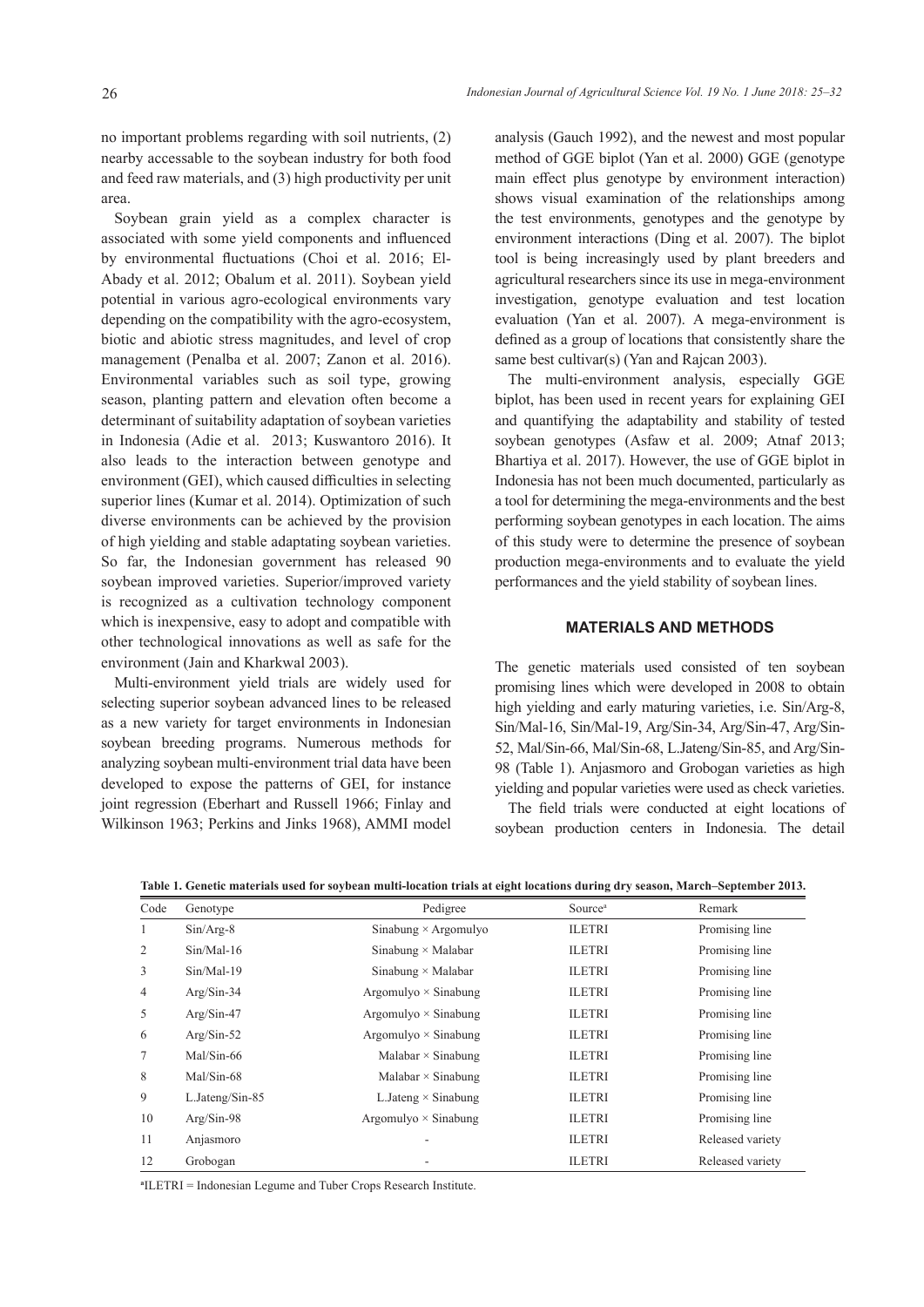no important problems regarding with soil nutrients, (2) nearby accessable to the soybean industry for both food and feed raw materials, and (3) high productivity per unit area.

Soybean grain yield as a complex character is associated with some yield components and influenced by environmental fluctuations (Choi et al. 2016; El-Abady et al. 2012; Obalum et al. 2011). Soybean yield potential in various agro-ecological environments vary depending on the compatibility with the agro-ecosystem, biotic and abiotic stress magnitudes, and level of crop management (Penalba et al. 2007; Zanon et al. 2016). Environmental variables such as soil type, growing season, planting pattern and elevation often become a determinant of suitability adaptation of soybean varieties in Indonesia (Adie et al. 2013; Kuswantoro 2016). It also leads to the interaction between genotype and environment (GEI), which caused difficulties in selecting superior lines (Kumar et al. 2014). Optimization of such diverse environments can be achieved by the provision of high yielding and stable adaptating soybean varieties. So far, the Indonesian government has released 90 soybean improved varieties. Superior/improved variety is recognized as a cultivation technology component which is inexpensive, easy to adopt and compatible with other technological innovations as well as safe for the environment (Jain and Kharkwal 2003).

Multi-environment yield trials are widely used for selecting superior soybean advanced lines to be released as a new variety for target environments in Indonesian soybean breeding programs. Numerous methods for analyzing soybean multi-environment trial data have been developed to expose the patterns of GEI, for instance joint regression (Eberhart and Russell 1966; Finlay and Wilkinson 1963; Perkins and Jinks 1968), AMMI model analysis (Gauch 1992), and the newest and most popular method of GGE biplot (Yan et al. 2000) GGE (genotype main effect plus genotype by environment interaction) shows visual examination of the relationships among the test environments, genotypes and the genotype by environment interactions (Ding et al. 2007). The biplot tool is being increasingly used by plant breeders and agricultural researchers since its use in mega-environment investigation, genotype evaluation and test location evaluation (Yan et al. 2007). A mega-environment is defined as a group of locations that consistently share the same best cultivar(s) (Yan and Rajcan 2003).

The multi-environment analysis, especially GGE biplot, has been used in recent years for explaining GEI and quantifying the adaptability and stability of tested soybean genotypes (Asfaw et al. 2009; Atnaf 2013; Bhartiya et al. 2017). However, the use of GGE biplot in Indonesia has not been much documented, particularly as a tool for determining the mega-environments and the best performing soybean genotypes in each location. The aims of this study were to determine the presence of soybean production mega-environments and to evaluate the yield performances and the yield stability of soybean lines.

## MATERIALS AND METHODS

The genetic materials used consisted of ten soybean promising lines which were developed in 2008 to obtain high yielding and early maturing varieties, i.e. Sin/Arg-8, Sin/Mal-16, Sin/Mal-19, Arg/Sin-34, Arg/Sin-47, Arg/Sin-52, Mal/Sin-66, Mal/Sin-68, L.Jateng/Sin-85, and Arg/Sin-98 (Table 1). Anjasmoro and Grobogan varieties as high yielding and popular varieties were used as check varieties.

The field trials were conducted at eight locations of soybean production centers in Indonesia. The detail

**Table 1. Genetic materials used for soybean multi-location trials at eight locations during dry season, March–September 2013.**

| Code | Genotype | Pedigree | Source[a] | Remark |
|---|---|---|---|---|
| 1 | Sin/Arg-8 | Sinabung × Argomulyo | ILETRI | Promising line |
| 2 | Sin/Mal-16 | Sinabung × Malabar | ILETRI | Promising line |
| 3 | Sin/Mal-19 | Sinabung × Malabar | ILETRI | Promising line |
| 4 | Arg/Sin-34 | Argomulyo × Sinabung | ILETRI | Promising line |
| 5 | Arg/Sin-47 | Argomulyo × Sinabung | ILETRI | Promising line |
| 6 | Arg/Sin-52 | Argomulyo × Sinabung | ILETRI | Promising line |
| 7 | Mal/Sin-66 | Malabar × Sinabung | ILETRI | Promising line |
| 8 | Mal/Sin-68 | Malabar × Sinabung | ILETRI | Promising line |
| 9 | L.Jateng/Sin-85 | L.Jateng × Sinabung | ILETRI | Promising line |
| 10 | Arg/Sin-98 | Argomulyo × Sinabung | ILETRI | Promising line |
| 11 | Anjasmoro | - | ILETRI | Released variety |
| 12 | Grobogan | - | ILETRI | Released variety |

[a]ILETRI = Indonesian Legume and Tuber Crops Research Institute.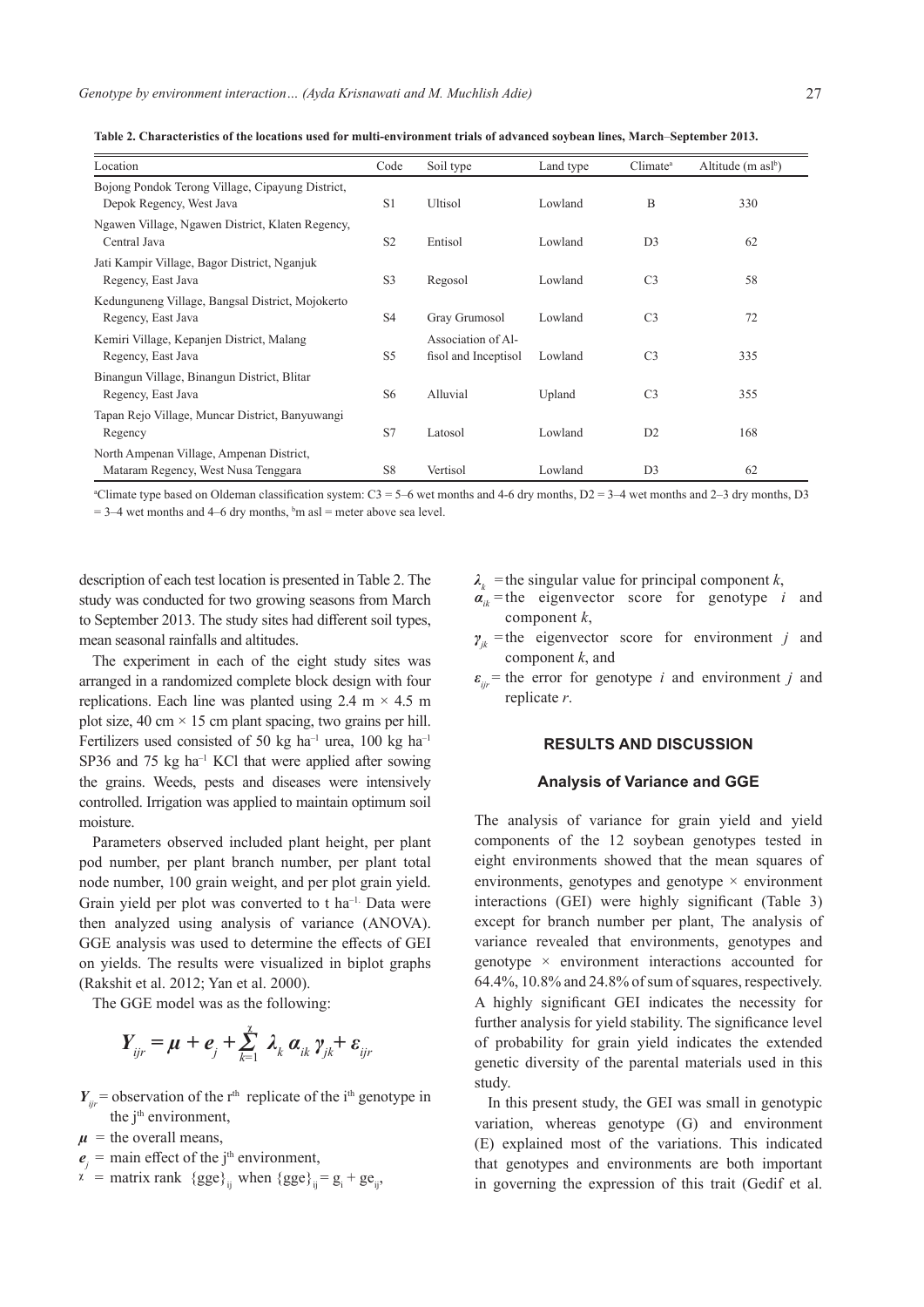**Table 2. Characteristics of the locations used for multi-environment trials of advanced soybean lines, March–September 2013.**

| Location | Code | Soil type | Land type | Climate[a] | Altitude (m asl[b]) |
|---|---|---|---|---|---|
| Bojong Pondok Terong Village, Cipayung District, Depok Regency, West Java | S1 | Ultisol | Lowland | B | 330 |
| Ngawen Village, Ngawen District, Klaten Regency, Central Java | S2 | Entisol | Lowland | D3 | 62 |
| Jati Kampir Village, Bagor District, Nganjuk Regency, East Java | S3 | Regosol | Lowland | C3 | 58 |
| Kedunguneng Village, Bangsal District, Mojokerto Regency, East Java | S4 | Gray Grumosol | Lowland | C3 | 72 |
| Kemiri Village, Kepanjen District, Malang Regency, East Java | S5 | Association of Alfisol and Inceptisol | Lowland | C3 | 335 |
| Binangun Village, Binangun District, Blitar Regency, East Java | S6 | Alluvial | Upland | C3 | 355 |
| Tapan Rejo Village, Muncar District, Banyuwangi Regency | S7 | Latosol | Lowland | D2 | 168 |
| North Ampenan Village, Ampenan District, Mataram Regency, West Nusa Tenggara | S8 | Vertisol | Lowland | D3 | 62 |

[a]Climate type based on Oldeman classification system: C3 = 5–6 wet months and 4-6 dry months, D2 = 3–4 wet months and 2–3 dry months, D3 = 3–4 wet months and 4–6 dry months, [b]m asl = meter above sea level.

description of each test location is presented in Table 2. The study was conducted for two growing seasons from March to September 2013. The study sites had different soil types, mean seasonal rainfalls and altitudes.

The experiment in each of the eight study sites was arranged in a randomized complete block design with four replications. Each line was planted using 2.4 m × 4.5 m plot size, 40 cm × 15 cm plant spacing, two grains per hill. Fertilizers used consisted of 50 kg ha$^{-1}$ urea, 100 kg ha$^{-1}$ SP36 and 75 kg ha$^{-1}$ KCl that were applied after sowing the grains. Weeds, pests and diseases were intensively controlled. Irrigation was applied to maintain optimum soil moisture.

Parameters observed included plant height, per plant pod number, per plant branch number, per plant total node number, 100 grain weight, and per plot grain yield. Grain yield per plot was converted to t ha$^{-1}$. Data were then analyzed using analysis of variance (ANOVA). GGE analysis was used to determine the effects of GEI on yields. The results were visualized in biplot graphs (Rakshit et al. 2012; Yan et al. 2000).

The GGE model was as the following:

$$Y_{ijr} = \mu + e_j + \sum_{k=1}^{\chi} \lambda_k \alpha_{ik} \gamma_{jk} + \varepsilon_{ijr}$$

$Y_{ijr}$ = observation of the r$^{th}$ replicate of the i$^{th}$ genotype in the j$^{th}$ environment,

$\mu$ = the overall means,

$e_j$ = main effect of the j$^{th}$ environment,

$\chi$ = matrix rank $\{gge\}_{ij}$ when $\{gge\}_{ij} = g_i + ge_{ij}$,

$\lambda_k$ = the singular value for principal component $k$,

$\alpha_{ik}$ = the eigenvector score for genotype $i$ and component $k$,

$\gamma_{jk}$ = the eigenvector score for environment $j$ and component $k$, and

$\varepsilon_{ijr}$ = the error for genotype $i$ and environment $j$ and replicate $r$.

## RESULTS AND DISCUSSION

### Analysis of Variance and GGE

The analysis of variance for grain yield and yield components of the 12 soybean genotypes tested in eight environments showed that the mean squares of environments, genotypes and genotype × environment interactions (GEI) were highly significant (Table 3) except for branch number per plant, The analysis of variance revealed that environments, genotypes and genotype × environment interactions accounted for 64.4%, 10.8% and 24.8% of sum of squares, respectively. A highly significant GEI indicates the necessity for further analysis for yield stability. The significance level of probability for grain yield indicates the extended genetic diversity of the parental materials used in this study.

In this present study, the GEI was small in genotypic variation, whereas genotype (G) and environment (E) explained most of the variations. This indicated that genotypes and environments are both important in governing the expression of this trait (Gedif et al.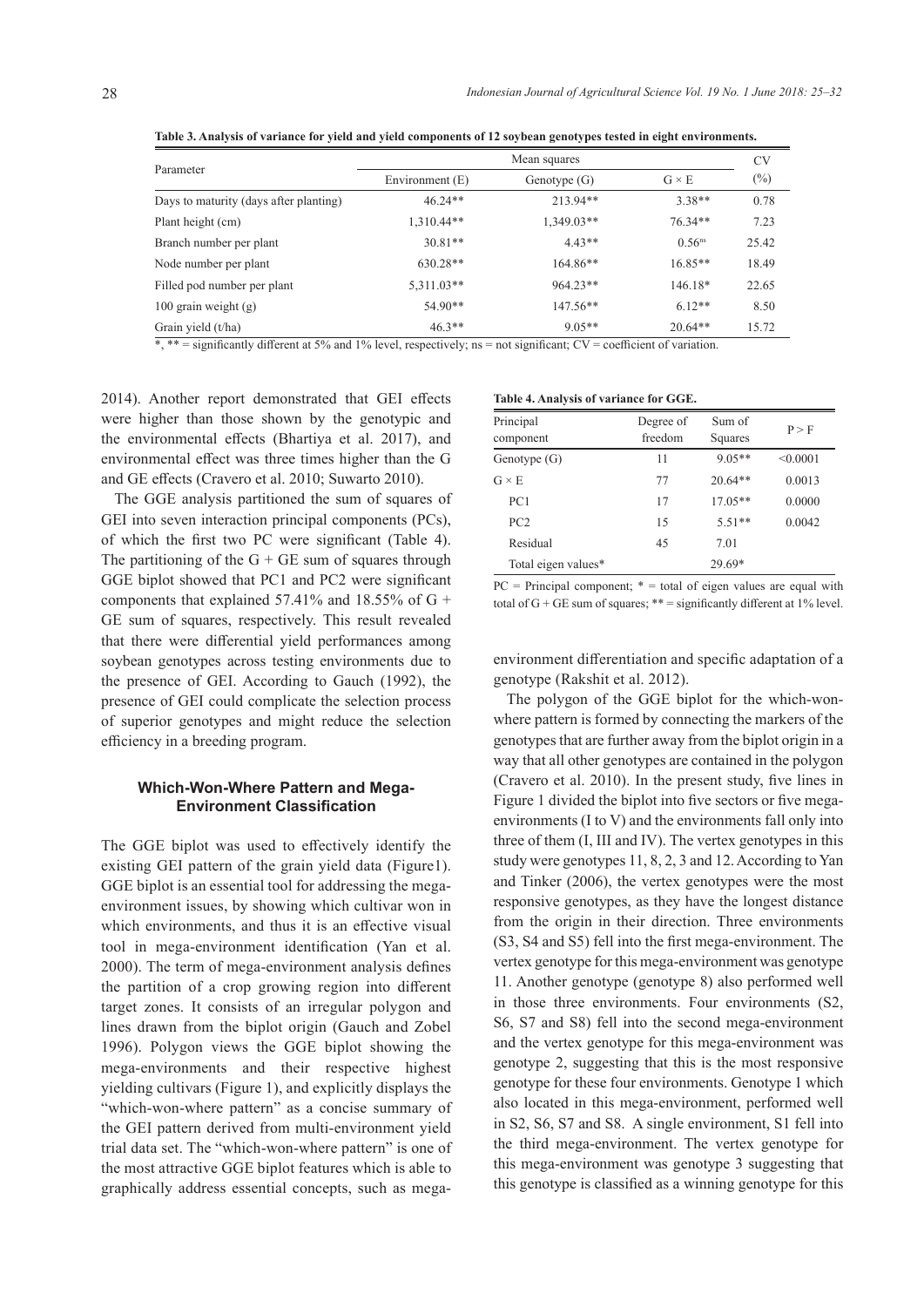**Table 3. Analysis of variance for yield and yield components of 12 soybean genotypes tested in eight environments.**

| Parameter | Mean squares | | | CV (%) |
|---|---|---|---|---|
| | Environment (E) | Genotype (G) | G × E | |
| Days to maturity (days after planting) | 46.24** | 213.94** | 3.38** | 0.78 |
| Plant height (cm) | 1,310.44** | 1,349.03** | 76.34** | 7.23 |
| Branch number per plant | 30.81** | 4.43** | $0.56^{ns}$ | 25.42 |
| Node number per plant | 630.28** | 164.86** | 16.85** | 18.49 |
| Filled pod number per plant | 5,311.03** | 964.23** | 146.18* | 22.65 |
| 100 grain weight (g) | 54.90** | 147.56** | 6.12** | 8.50 |
| Grain yield (t/ha) | 46.3** | 9.05** | 20.64** | 15.72 |

*, ** = significantly different at 5% and 1% level, respectively; ns = not significant; CV = coefficient of variation.

2014). Another report demonstrated that GEI effects were higher than those shown by the genotypic and the environmental effects (Bhartiya et al. 2017), and environmental effect was three times higher than the G and GE effects (Cravero et al. 2010; Suwarto 2010).

The GGE analysis partitioned the sum of squares of GEI into seven interaction principal components (PCs), of which the first two PC were significant (Table 4). The partitioning of the G + GE sum of squares through GGE biplot showed that PC1 and PC2 were significant components that explained 57.41% and 18.55% of G + GE sum of squares, respectively. This result revealed that there were differential yield performances among soybean genotypes across testing environments due to the presence of GEI. According to Gauch (1992), the presence of GEI could complicate the selection process of superior genotypes and might reduce the selection efficiency in a breeding program.

**Table 4. Analysis of variance for GGE.**

| Principal component | Degree of freedom | Sum of Squares | P > F |
|---|---|---|---|
| Genotype (G) | 11 | 9.05** | <0.0001 |
| G × E | 77 | 20.64** | 0.0013 |
| PC1 | 17 | 17.05** | 0.0000 |
| PC2 | 15 | 5.51** | 0.0042 |
| Residual | 45 | 7.01 | |
| Total eigen values* | | 29.69* | |

PC = Principal component; * = total of eigen values are equal with total of G + GE sum of squares; ** = significantly different at 1% level.

### Which-Won-Where Pattern and Mega-Environment Classification

The GGE biplot was used to effectively identify the existing GEI pattern of the grain yield data (Figure1). GGE biplot is an essential tool for addressing the mega-environment issues, by showing which cultivar won in which environments, and thus it is an effective visual tool in mega-environment identification (Yan et al. 2000). The term of mega-environment analysis defines the partition of a crop growing region into different target zones. It consists of an irregular polygon and lines drawn from the biplot origin (Gauch and Zobel 1996). Polygon views the GGE biplot showing the mega-environments and their respective highest yielding cultivars (Figure 1), and explicitly displays the "which-won-where pattern" as a concise summary of the GEI pattern derived from multi-environment yield trial data set. The "which-won-where pattern" is one of the most attractive GGE biplot features which is able to graphically address essential concepts, such as mega-environment differentiation and specific adaptation of a genotype (Rakshit et al. 2012).

The polygon of the GGE biplot for the which-won-where pattern is formed by connecting the markers of the genotypes that are further away from the biplot origin in a way that all other genotypes are contained in the polygon (Cravero et al. 2010). In the present study, five lines in Figure 1 divided the biplot into five sectors or five mega-environments (I to V) and the environments fall only into three of them (I, III and IV). The vertex genotypes in this study were genotypes 11, 8, 2, 3 and 12. According to Yan and Tinker (2006), the vertex genotypes were the most responsive genotypes, as they have the longest distance from the origin in their direction. Three environments (S3, S4 and S5) fell into the first mega-environment. The vertex genotype for this mega-environment was genotype 11. Another genotype (genotype 8) also performed well in those three environments. Four environments (S2, S6, S7 and S8) fell into the second mega-environment and the vertex genotype for this mega-environment was genotype 2, suggesting that this is the most responsive genotype for these four environments. Genotype 1 which also located in this mega-environment, performed well in S2, S6, S7 and S8. A single environment, S1 fell into the third mega-environment. The vertex genotype for this mega-environment was genotype 3 suggesting that this genotype is classified as a winning genotype for this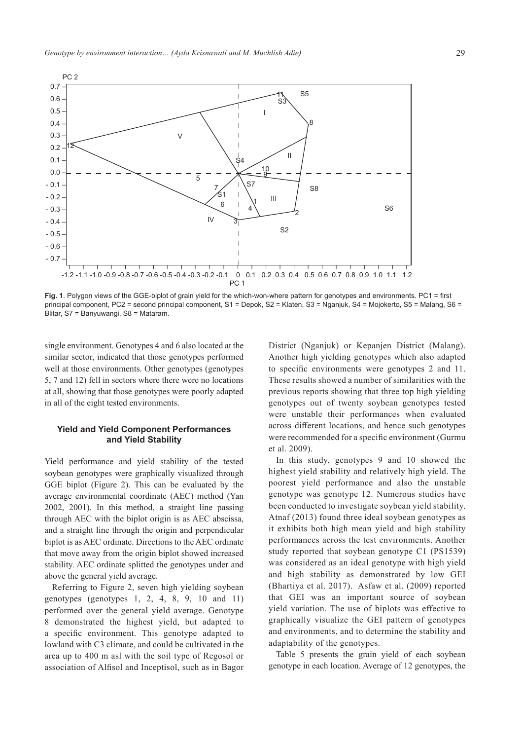**Fig. 1**. Polygon views of the GGE-biplot of grain yield for the which-won-where pattern for genotypes and environments. PC1 = first principal component, PC2 = second principal component, S1 = Depok, S2 = Klaten, S3 = Nganjuk, S4 = Mojokerto, S5 = Malang, S6 = Blitar, S7 = Banyuwangi, S8 = Mataram.

single environment. Genotypes 4 and 6 also located at the similar sector, indicated that those genotypes performed well at those environments. Other genotypes (genotypes 5, 7 and 12) fell in sectors where there were no locations at all, showing that those genotypes were poorly adapted in all of the eight tested environments.

### Yield and Yield Component Performances and Yield Stability

Yield performance and yield stability of the tested soybean genotypes were graphically visualized through GGE biplot (Figure 2). This can be evaluated by the average environmental coordinate (AEC) method (Yan 2002, 2001). In this method, a straight line passing through AEC with the biplot origin is as AEC abscissa, and a straight line through the origin and perpendicular biplot is as AEC ordinate. Directions to the AEC ordinate that move away from the origin biplot showed increased stability. AEC ordinate splitted the genotypes under and above the general yield average.

Referring to Figure 2, seven high yielding soybean genotypes (genotypes 1, 2, 4, 8, 9, 10 and 11) performed over the general yield average. Genotype 8 demonstrated the highest yield, but adapted to a specific environment. This genotype adapted to lowland with C3 climate, and could be cultivated in the area up to 400 m asl with the soil type of Regosol or association of Alfisol and Inceptisol, such as in Bagor District (Nganjuk) or Kepanjen District (Malang). Another high yielding genotypes which also adapted to specific environments were genotypes 2 and 11. These results showed a number of similarities with the previous reports showing that three top high yielding genotypes out of twenty soybean genotypes tested were unstable their performances when evaluated across different locations, and hence such genotypes were recommended for a specific environment (Gurmu et al. 2009).

In this study, genotypes 9 and 10 showed the highest yield stability and relatively high yield. The poorest yield performance and also the unstable genotype was genotype 12. Numerous studies have been conducted to investigate soybean yield stability. Atnaf (2013) found three ideal soybean genotypes as it exhibits both high mean yield and high stability performances across the test environments. Another study reported that soybean genotype C1 (PS1539) was considered as an ideal genotype with high yield and high stability as demonstrated by low GEI (Bhartiya et al. 2017). Asfaw et al. (2009) reported that GEI was an important source of soybean yield variation. The use of biplots was effective to graphically visualize the GEI pattern of genotypes and environments, and to determine the stability and adaptability of the genotypes.

Table 5 presents the grain yield of each soybean genotype in each location. Average of 12 genotypes, the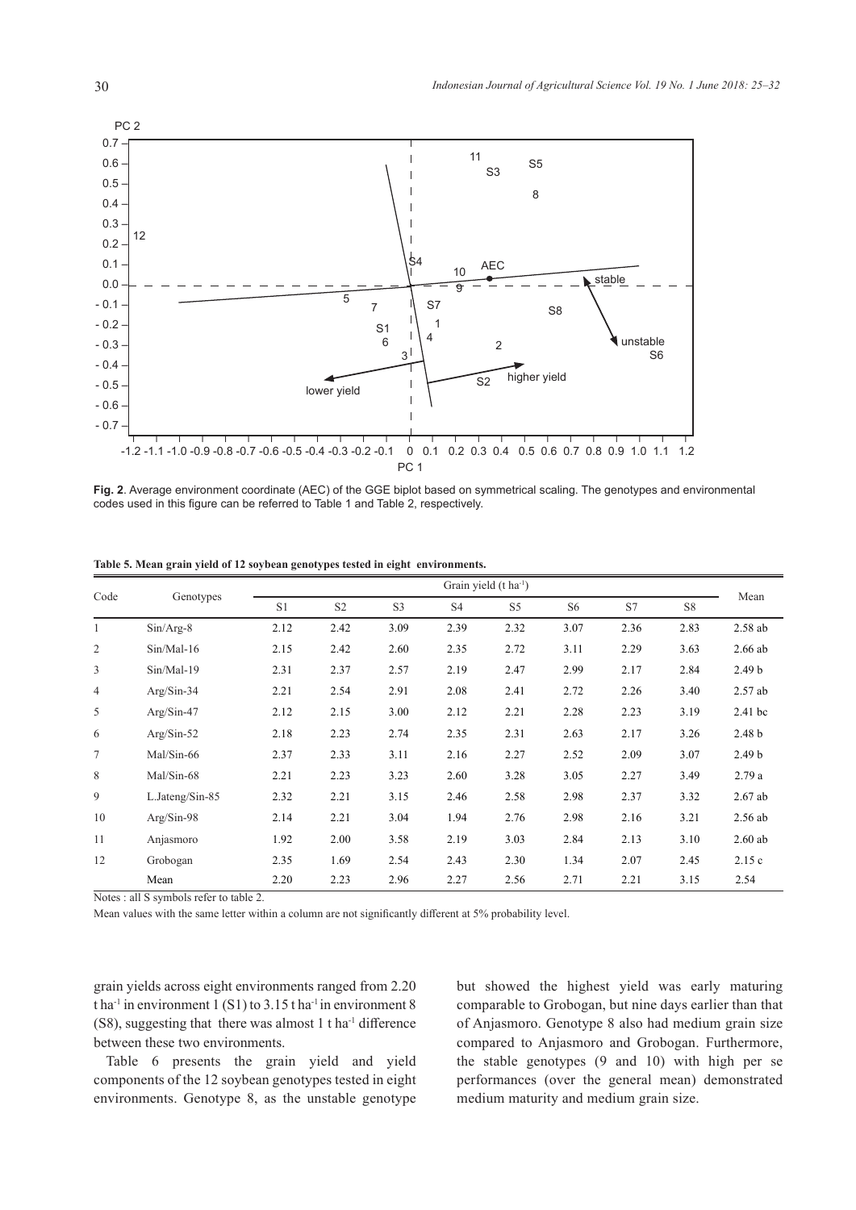**Fig. 2**. Average environment coordinate (AEC) of the GGE biplot based on symmetrical scaling. The genotypes and environmental codes used in this figure can be referred to Table 1 and Table 2, respectively.

**Table 5. Mean grain yield of 12 soybean genotypes tested in eight environments.**

| Code | Genotypes | Grain yield (t ha$^{-1}$) | | | | | | | | Mean |
|---|---|---|---|---|---|---|---|---|---|---|
| | | S1 | S2 | S3 | S4 | S5 | S6 | S7 | S8 | |
| 1 | Sin/Arg-8 | 2.12 | 2.42 | 3.09 | 2.39 | 2.32 | 3.07 | 2.36 | 2.83 | 2.58 ab |
| 2 | Sin/Mal-16 | 2.15 | 2.42 | 2.60 | 2.35 | 2.72 | 3.11 | 2.29 | 3.63 | 2.66 ab |
| 3 | Sin/Mal-19 | 2.31 | 2.37 | 2.57 | 2.19 | 2.47 | 2.99 | 2.17 | 2.84 | 2.49 b |
| 4 | Arg/Sin-34 | 2.21 | 2.54 | 2.91 | 2.08 | 2.41 | 2.72 | 2.26 | 3.40 | 2.57 ab |
| 5 | Arg/Sin-47 | 2.12 | 2.15 | 3.00 | 2.12 | 2.21 | 2.28 | 2.23 | 3.19 | 2.41 bc |
| 6 | Arg/Sin-52 | 2.18 | 2.23 | 2.74 | 2.35 | 2.31 | 2.63 | 2.17 | 3.26 | 2.48 b |
| 7 | Mal/Sin-66 | 2.37 | 2.33 | 3.11 | 2.16 | 2.27 | 2.52 | 2.09 | 3.07 | 2.49 b |
| 8 | Mal/Sin-68 | 2.21 | 2.23 | 3.23 | 2.60 | 3.28 | 3.05 | 2.27 | 3.49 | 2.79 a |
| 9 | L.Jateng/Sin-85 | 2.32 | 2.21 | 3.15 | 2.46 | 2.58 | 2.98 | 2.37 | 3.32 | 2.67 ab |
| 10 | Arg/Sin-98 | 2.14 | 2.21 | 3.04 | 1.94 | 2.76 | 2.98 | 2.16 | 3.21 | 2.56 ab |
| 11 | Anjasmoro | 1.92 | 2.00 | 3.58 | 2.19 | 3.03 | 2.84 | 2.13 | 3.10 | 2.60 ab |
| 12 | Grobogan | 2.35 | 1.69 | 2.54 | 2.43 | 2.30 | 1.34 | 2.07 | 2.45 | 2.15 c |
| | Mean | 2.20 | 2.23 | 2.96 | 2.27 | 2.56 | 2.71 | 2.21 | 3.15 | 2.54 |

Notes : all S symbols refer to table 2.

Mean values with the same letter within a column are not significantly different at 5% probability level.

grain yields across eight environments ranged from 2.20 t ha$^{-1}$ in environment 1 (S1) to 3.15 t ha$^{-1}$ in environment 8 (S8), suggesting that there was almost 1 t ha$^{-1}$ difference between these two environments.

Table 6 presents the grain yield and yield components of the 12 soybean genotypes tested in eight environments. Genotype 8, as the unstable genotype but showed the highest yield was early maturing comparable to Grobogan, but nine days earlier than that of Anjasmoro. Genotype 8 also had medium grain size compared to Anjasmoro and Grobogan. Furthermore, the stable genotypes (9 and 10) with high per se performances (over the general mean) demonstrated medium maturity and medium grain size.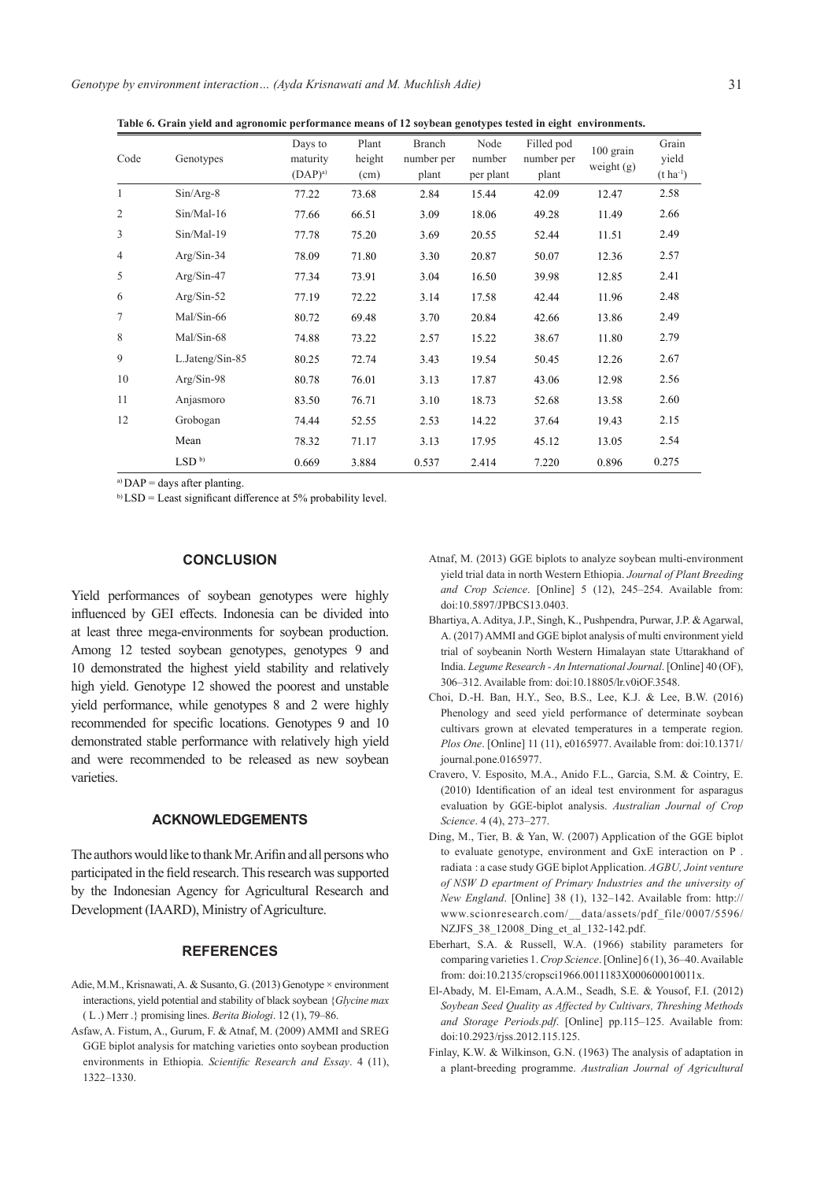**Table 6. Grain yield and agronomic performance means of 12 soybean genotypes tested in eight environments.**

| Code | Genotypes | Days to maturity (DAP)[a] | Plant height (cm) | Branch number per plant | Node number per plant | Filled pod number per plant | 100 grain weight (g) | Grain yield ($t\ ha^{-1}$) |
|---|---|---|---|---|---|---|---|---|
| 1 | Sin/Arg-8 | 77.22 | 73.68 | 2.84 | 15.44 | 42.09 | 12.47 | 2.58 |
| 2 | Sin/Mal-16 | 77.66 | 66.51 | 3.09 | 18.06 | 49.28 | 11.49 | 2.66 |
| 3 | Sin/Mal-19 | 77.78 | 75.20 | 3.69 | 20.55 | 52.44 | 11.51 | 2.49 |
| 4 | Arg/Sin-34 | 78.09 | 71.80 | 3.30 | 20.87 | 50.07 | 12.36 | 2.57 |
| 5 | Arg/Sin-47 | 77.34 | 73.91 | 3.04 | 16.50 | 39.98 | 12.85 | 2.41 |
| 6 | Arg/Sin-52 | 77.19 | 72.22 | 3.14 | 17.58 | 42.44 | 11.96 | 2.48 |
| 7 | Mal/Sin-66 | 80.72 | 69.48 | 3.70 | 20.84 | 42.66 | 13.86 | 2.49 |
| 8 | Mal/Sin-68 | 74.88 | 73.22 | 2.57 | 15.22 | 38.67 | 11.80 | 2.79 |
| 9 | L.Jateng/Sin-85 | 80.25 | 72.74 | 3.43 | 19.54 | 50.45 | 12.26 | 2.67 |
| 10 | Arg/Sin-98 | 80.78 | 76.01 | 3.13 | 17.87 | 43.06 | 12.98 | 2.56 |
| 11 | Anjasmoro | 83.50 | 76.71 | 3.10 | 18.73 | 52.68 | 13.58 | 2.60 |
| 12 | Grobogan | 74.44 | 52.55 | 2.53 | 14.22 | 37.64 | 19.43 | 2.15 |
| | Mean | 78.32 | 71.17 | 3.13 | 17.95 | 45.12 | 13.05 | 2.54 |
| | LSD[b] | 0.669 | 3.884 | 0.537 | 2.414 | 7.220 | 0.896 | 0.275 |

[a] DAP = days after planting.

[b] LSD = Least significant difference at 5% probability level.

## CONCLUSION

Yield performances of soybean genotypes were highly influenced by GEI effects. Indonesia can be divided into at least three mega-environments for soybean production. Among 12 tested soybean genotypes, genotypes 9 and 10 demonstrated the highest yield stability and relatively high yield. Genotype 12 showed the poorest and unstable yield performance, while genotypes 8 and 2 were highly recommended for specific locations. Genotypes 9 and 10 demonstrated stable performance with relatively high yield and were recommended to be released as new soybean varieties.

## ACKNOWLEDGEMENTS

The authors would like to thank Mr. Arifin and all persons who participated in the field research. This research was supported by the Indonesian Agency for Agricultural Research and Development (IAARD), Ministry of Agriculture.

## REFERENCES

Adie, M.M., Krisnawati, A. & Susanto, G. (2013) Genotype × environment interactions, yield potential and stability of black soybean {*Glycine max* ( L .) Merr .} promising lines. *Berita Biologi*. 12 (1), 79–86.

Asfaw, A. Fistum, A., Gurum, F. & Atnaf, M. (2009) AMMI and SREG GGE biplot analysis for matching varieties onto soybean production environments in Ethiopia. *Scientific Research and Essay*. 4 (11), 1322–1330.

Atnaf, M. (2013) GGE biplots to analyze soybean multi-environment yield trial data in north Western Ethiopia. *Journal of Plant Breeding and Crop Science*. [Online] 5 (12), 245–254. Available from: doi:10.5897/JPBCS13.0403.

Bhartiya, A. Aditya, J.P., Singh, K., Pushpendra, Purwar, J.P. & Agarwal, A. (2017) AMMI and GGE biplot analysis of multi environment yield trial of soybeanin North Western Himalayan state Uttarakhand of India. *Legume Research - An International Journal*. [Online] 40 (OF), 306–312. Available from: doi:10.18805/lr.v0iOF.3548.

Choi, D.-H. Ban, H.Y., Seo, B.S., Lee, K.J. & Lee, B.W. (2016) Phenology and seed yield performance of determinate soybean cultivars grown at elevated temperatures in a temperate region. *Plos One*. [Online] 11 (11), e0165977. Available from: doi:10.1371/journal.pone.0165977.

Cravero, V. Esposito, M.A., Anido F.L., Garcia, S.M. & Cointry, E. (2010) Identification of an ideal test environment for asparagus evaluation by GGE-biplot analysis. *Australian Journal of Crop Science*. 4 (4), 273–277.

Ding, M., Tier, B. & Yan, W. (2007) Application of the GGE biplot to evaluate genotype, environment and GxE interaction on P . radiata : a case study GGE biplot Application. *AGBU, Joint venture of NSW D epartment of Primary Industries and the university of New England*. [Online] 38 (1), 132–142. Available from: http://www.scionresearch.com/__data/assets/pdf_file/0007/5596/NZJFS_38_12008_Ding_et_al_132-142.pdf.

Eberhart, S.A. & Russell, W.A. (1966) stability parameters for comparing varieties 1. *Crop Science*. [Online] 6 (1), 36–40. Available from: doi:10.2135/cropsci1966.0011183X000600010011x.

El-Abady, M. El-Emam, A.A.M., Seadh, S.E. & Yousof, F.I. (2012) *Soybean Seed Quality as Affected by Cultivars, Threshing Methods and Storage Periods.pdf*. [Online] pp.115–125. Available from: doi:10.2923/rjss.2012.115.125.

Finlay, K.W. & Wilkinson, G.N. (1963) The analysis of adaptation in a plant-breeding programme. *Australian Journal of Agricultural*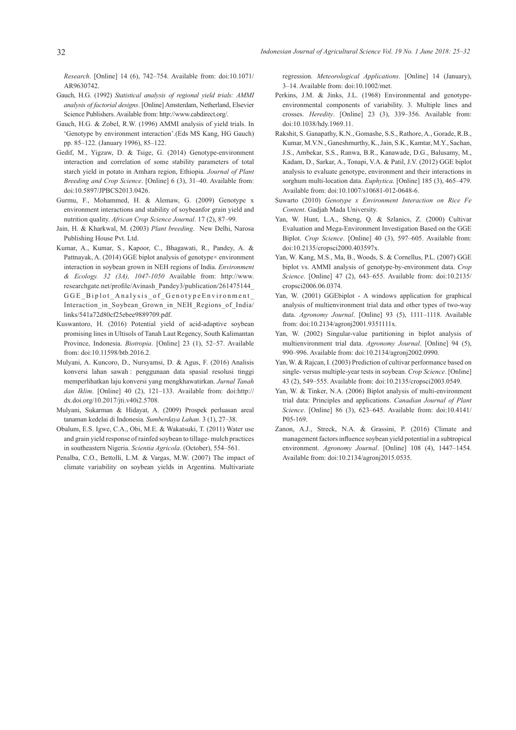*Research*. [Online] 14 (6), 742–754. Available from: doi:10.1071/AR9630742.

Gauch, H.G. (1992) *Statistical analysis of regional yield trials: AMMI analysis of factorial designs*. [Online] Amsterdam, Netherland, Elsevier Science Publishers. Available from: http://www.cabdirect.org/.

Gauch, H.G. & Zobel, R.W. (1996) AMMI analysis of yield trials. In 'Genotype by environment interaction'.(Eds MS Kang, HG Gauch) pp. 85–122. (January 1996), 85–122.

Gedif, M., Yigzaw, D. & Tsige, G. (2014) Genotype-environment interaction and correlation of some stability parameters of total starch yield in potato in Amhara region, Ethiopia. *Journal of Plant Breeding and Crop Science*. [Online] 6 (3), 31–40. Available from: doi:10.5897/JPBCS2013.0426.

Gurmu, F., Mohammed, H. & Alemaw, G. (2009) Genotype x environment interactions and stability of soybeanfor grain yield and nutrition quality. *African Crop Science Journal*. 17 (2), 87–99.

Jain, H. & Kharkwal, M. (2003) *Plant breeding*. New Delhi, Narosa Publishing House Pvt. Ltd.

Kumar, A., Kumar, S., Kapoor, C., Bhagawati, R., Pandey, A. & Pattnayak, A. (2014) GGE biplot analysis of genotype× environment interaction in soybean grown in NEH regions of India. *Environment & Ecology. 32 (3A), 1047-1050* Available from: http://www.researchgate.net/profile/Avinash_Pandey3/publication/261475144_GGE_Biplot_Analysis_of_GenotypeEnvironment_Interaction_in_Soybean_Grown_in_NEH_Regions_of_India/links/541a72d80cf25ebee9889709.pdf.

Kuswantoro, H. (2016) Potential yield of acid-adaptive soybean promising lines in Ultisols of Tanah Laut Regency, South Kalimantan Province, Indonesia. *Biotropia*. [Online] 23 (1), 52–57. Available from: doi:10.11598/btb.2016.2.

Mulyani, A. Kuncoro, D., Nursyamsi, D. & Agus, F. (2016) Analisis konversi lahan sawah : penggunaan data spasial resolusi tinggi memperlihatkan laju konversi yang mengkhawatirkan. *Jurnal Tanah dan Iklim*. [Online] 40 (2), 121–133. Available from: doi:http://dx.doi.org/10.2017/jti.v40i2.5708.

Mulyani, Sukarman & Hidayat, A. (2009) Prospek perluasan areal tanaman kedelai di Indonesia. *Sumberdaya Lahan*. 3 (1), 27–38.

Obalum, E.S. Igwe, C.A., Obi, M.E. & Wakatsuki, T. (2011) Water use and grain yield response of rainfed soybean to tillage- mulch practices in southeastern Nigeria. *Scientia Agricola*. (October), 554–561.

Penalba, C.O., Bettolli, L.M. & Vargas, M.W. (2007) The impact of climate variability on soybean yields in Argentina. Multivariate regression. *Meteorological Applications*. [Online] 14 (January), 3–14. Available from: doi:10.1002/met.

Perkins, J.M. & Jinks, J.L. (1968) Environmental and genotype-environmental components of variability. 3. Multiple lines and crosses. *Heredity*. [Online] 23 (3), 339–356. Available from: doi:10.1038/hdy.1969.11.

Rakshit, S. Ganapathy, K.N., Gomashe, S.S., Rathore, A., Gorade, R.B., Kumar, M.V.N., Ganeshmurthy, K., Jain, S.K., Kamtar, M.Y., Sachan, J.S., Ambekar, S.S., Ranwa, B.R., Kanawade, D.G., Balusamy, M., Kadam, D., Sarkar, A., Tonapi, V.A. & Patil, J.V. (2012) GGE biplot analysis to evaluate genotype, environment and their interactions in sorghum multi-location data. *Euphytica*. [Online] 185 (3), 465–479. Available from: doi:10.1007/s10681-012-0648-6.

Suwarto (2010) *Genotype x Environment Interaction on Rice Fe Content*. Gadjah Mada University.

Yan, W. Hunt, L.A., Sheng, Q. & Szlanics, Z. (2000) Cultivar Evaluation and Mega-Environment Investigation Based on the GGE Biplot. *Crop Science*. [Online] 40 (3), 597–605. Available from: doi:10.2135/cropsci2000.403597x.

Yan, W. Kang, M.S., Ma, B., Woods, S. & Cornellus, P.L. (2007) GGE biplot vs. AMMI analysis of genotype-by-environment data. *Crop Science*. [Online] 47 (2), 643–655. Available from: doi:10.2135/cropsci2006.06.0374.

Yan, W. (2001) GGEbiplot - A windows application for graphical analysis of multienvironment trial data and other types of two-way data. *Agronomy Journal*. [Online] 93 (5), 1111–1118. Available from: doi:10.2134/agronj2001.9351111x.

Yan, W. (2002) Singular-value partitioning in biplot analysis of multienvironment trial data. *Agronomy Journal*. [Online] 94 (5), 990–996. Available from: doi:10.2134/agronj2002.0990.

Yan, W. & Rajcan, I. (2003) Prediction of cultivar performance based on single- versus multiple-year tests in soybean. *Crop Science*. [Online] 43 (2), 549–555. Available from: doi:10.2135/cropsci2003.0549.

Yan, W. & Tinker, N.A. (2006) Biplot analysis of multi-environment trial data: Principles and applications. *Canadian Journal of Plant Science*. [Online] 86 (3), 623–645. Available from: doi:10.4141/P05-169.

Zanon, A.J., Streck, N.A. & Grassini, P. (2016) Climate and management factors influence soybean yield potential in a subtropical environment. *Agronomy Journal*. [Online] 108 (4), 1447–1454. Available from: doi:10.2134/agronj2015.0535.